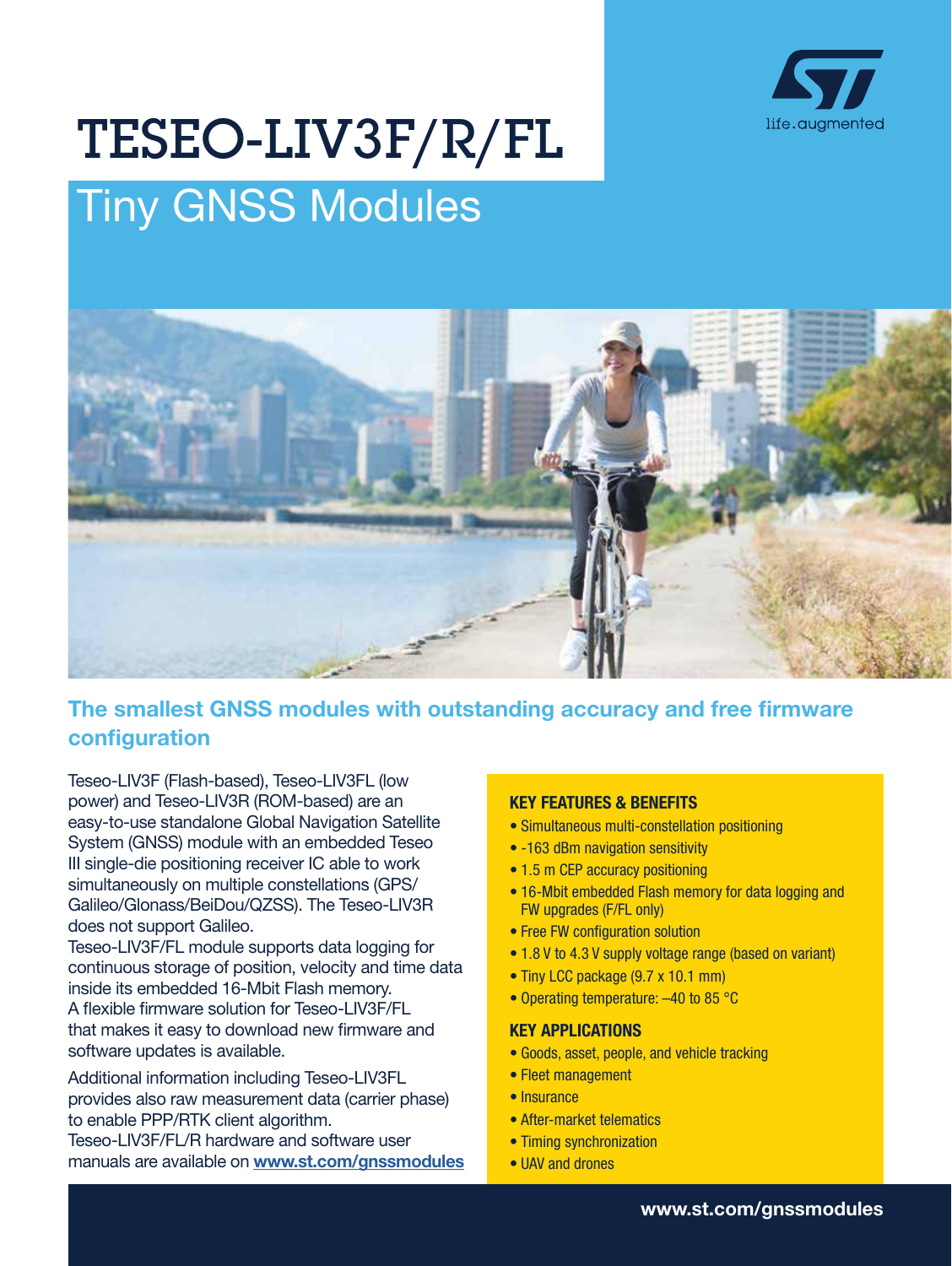# TESEO-LIV3F/R/FL

## Tiny GNSS Modules

### The smallest GNSS modules with outstanding accuracy and free firmware configuration

Teseo-LIV3F (Flash-based), Teseo-LIV3FL (low power) and Teseo-LIV3R (ROM-based) are an easy-to-use standalone Global Navigation Satellite System (GNSS) module with an embedded Teseo III single-die positioning receiver IC able to work simultaneously on multiple constellations (GPS/ Galileo/Glonass/BeiDou/QZSS). The Teseo-LIV3R does not support Galileo.
Teseo-LIV3F/FL module supports data logging for continuous storage of position, velocity and time data inside its embedded 16-Mbit Flash memory.
A flexible firmware solution for Teseo-LIV3F/FL that makes it easy to download new firmware and software updates is available.

Additional information including Teseo-LIV3FL provides also raw measurement data (carrier phase) to enable PPP/RTK client algorithm.
Teseo-LIV3F/FL/R hardware and software user manuals are available on **www.st.com/gnssmodules**

#### KEY FEATURES & BENEFITS

- Simultaneous multi-constellation positioning
- -163 dBm navigation sensitivity
- 1.5 m CEP accuracy positioning
- 16-Mbit embedded Flash memory for data logging and FW upgrades (F/FL only)
- Free FW configuration solution
- 1.8 V to 4.3 V supply voltage range (based on variant)
- Tiny LCC package (9.7 x 10.1 mm)
- Operating temperature: –40 to 85 °C

#### KEY APPLICATIONS

- Goods, asset, people, and vehicle tracking
- Fleet management
- Insurance
- After-market telematics
- Timing synchronization
- UAV and drones

**www.st.com/gnssmodules**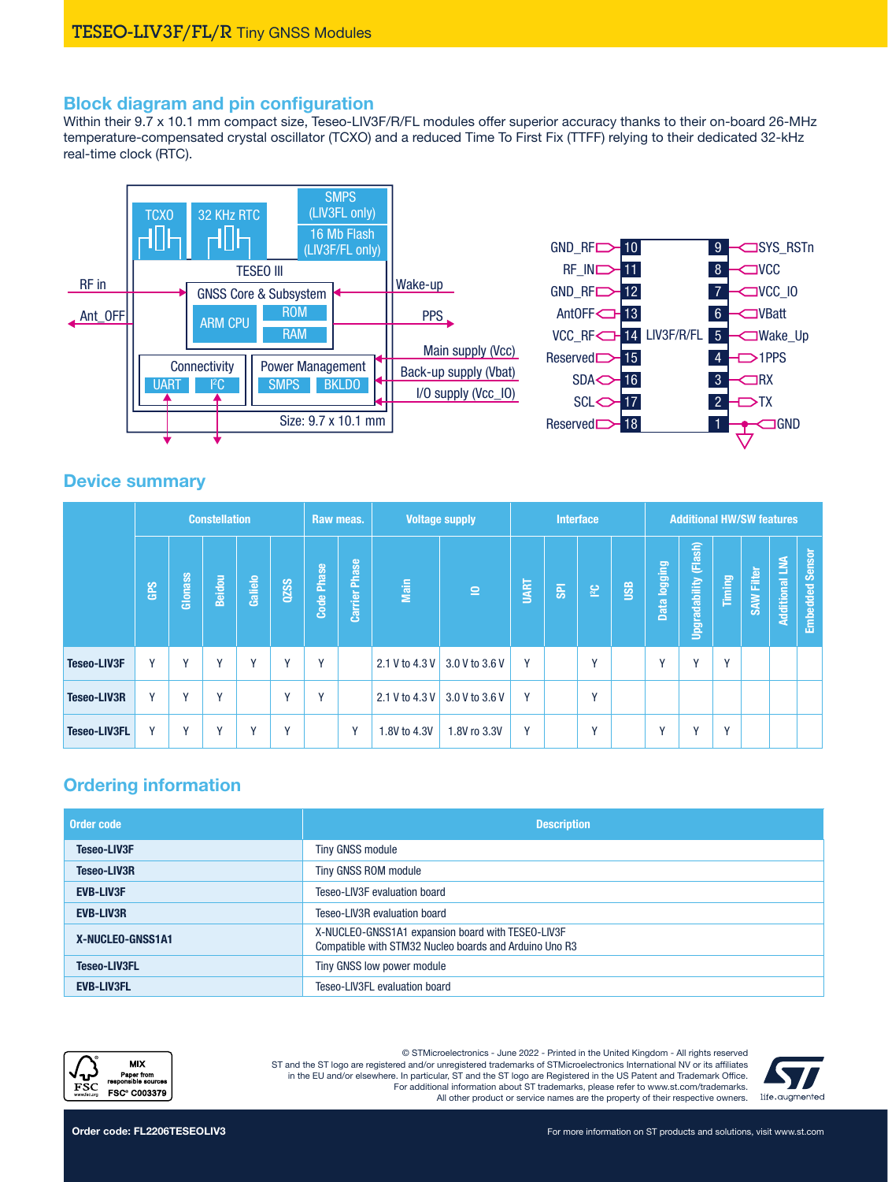## Block diagram and pin configuration

Within their 9.7 x 10.1 mm compact size, Teseo-LIV3F/R/FL modules offer superior accuracy thanks to their on-board 26-MHz temperature-compensated crystal oscillator (TCXO) and a reduced Time To First Fix (TTFF) relying to their dedicated 32-kHz real-time clock (RTC).

TCXO
32 KHz RTC
SMPS (LIV3FL only)
16 Mb Flash (LIV3F/FL only)
TESEO III
GNSS Core & Subsystem
ARM CPU
ROM
RAM
Connectivity
UART
I²C
Power Management
SMPS
BKLDO
RF in
Ant_OFF
Wake-up
PPS
Main supply (Vcc)
Back-up supply (Vbat)
I/O supply (Vcc_IO)
Size: 9.7 x 10.1 mm

LIV3F/R/FL
GND_RF 10
RF_IN 11
GND_RF 12
AntOFF 13
VCC_RF 14
Reserved 15
SDA 16
SCL 17
Reserved 18
9 SYS_RSTn
8 VCC
7 VCC_IO
6 VBatt
5 Wake_Up
4 1PPS
3 RX
2 TX
1 GND

## Device summary

| | Constellation | | | | | Raw meas. | | Voltage supply | | Interface | | | | Additional HW/SW features | | | | | |
|---|---|---|---|---|---|---|---|---|---|---|---|---|---|---|---|---|---|---|---|
| | GPS | Glonass | Beidou | Galileo | QZSS | Code Phase | Carrier Phase | Main | IO | UART | SPI | I²C | USB | Data logging | Upgradability (Flash) | Timing | SAW Filter | Additional LNA | Embedded Sensor |
| **Teseo-LIV3F** | Y | Y | Y | Y | Y | Y | | 2.1 V to 4.3 V | 3.0 V to 3.6 V | Y | | Y | | Y | Y | Y | | | |
| **Teseo-LIV3R** | Y | Y | Y | | Y | Y | | 2.1 V to 4.3 V | 3.0 V to 3.6 V | Y | | Y | | | | | | | |
| **Teseo-LIV3FL** | Y | Y | Y | Y | Y | | Y | 1.8V to 4.3V | 1.8V ro 3.3V | Y | | Y | | Y | Y | Y | | | |

## Ordering information

| Order code | Description |
|---|---|
| **Teseo-LIV3F** | Tiny GNSS module |
| **Teseo-LIV3R** | Tiny GNSS ROM module |
| **EVB-LIV3F** | Teseo-LIV3F evaluation board |
| **EVB-LIV3R** | Teseo-LIV3R evaluation board |
| **X-NUCLEO-GNSS1A1** | X-NUCLEO-GNSS1A1 expansion board with TESEO-LIV3F<br>Compatible with STM32 Nucleo boards and Arduino Uno R3 |
| **Teseo-LIV3FL** | Tiny GNSS low power module |
| **EVB-LIV3FL** | Teseo-LIV3FL evaluation board |

© STMicroelectronics - June 2022 - Printed in the United Kingdom - All rights reserved
ST and the ST logo are registered and/or unregistered trademarks of STMicroelectronics International NV or its affiliates in the EU and/or elsewhere. In particular, ST and the ST logo are Registered in the US Patent and Trademark Office. For additional information about ST trademarks, please refer to www.st.com/trademarks. All other product or service names are the property of their respective owners.

**Order code: FL2206TESEOLIV3**

For more information on ST products and solutions, visit www.st.com